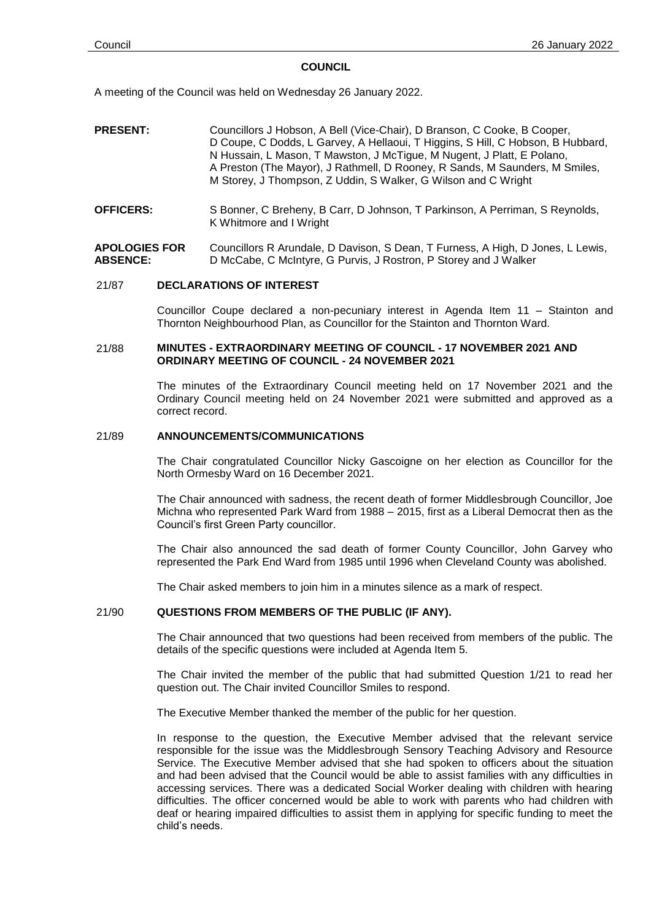# COUNCIL

A meeting of the Council was held on Wednesday 26 January 2022.

**PRESENT:** Councillors J Hobson, A Bell (Vice-Chair), D Branson, C Cooke, B Cooper, D Coupe, C Dodds, L Garvey, A Hellaoui, T Higgins, S Hill, C Hobson, B Hubbard, N Hussain, L Mason, T Mawston, J McTigue, M Nugent, J Platt, E Polano, A Preston (The Mayor), J Rathmell, D Rooney, R Sands, M Saunders, M Smiles, M Storey, J Thompson, Z Uddin, S Walker, G Wilson and C Wright

**OFFICERS:** S Bonner, C Breheny, B Carr, D Johnson, T Parkinson, A Perriman, S Reynolds, K Whitmore and I Wright

**APOLOGIES FOR ABSENCE:** Councillors R Arundale, D Davison, S Dean, T Furness, A High, D Jones, L Lewis, D McCabe, C McIntyre, G Purvis, J Rostron, P Storey and J Walker

## 21/87 DECLARATIONS OF INTEREST

Councillor Coupe declared a non-pecuniary interest in Agenda Item 11 – Stainton and Thornton Neighbourhood Plan, as Councillor for the Stainton and Thornton Ward.

## 21/88 MINUTES - EXTRAORDINARY MEETING OF COUNCIL - 17 NOVEMBER 2021 AND ORDINARY MEETING OF COUNCIL - 24 NOVEMBER 2021

The minutes of the Extraordinary Council meeting held on 17 November 2021 and the Ordinary Council meeting held on 24 November 2021 were submitted and approved as a correct record.

## 21/89 ANNOUNCEMENTS/COMMUNICATIONS

The Chair congratulated Councillor Nicky Gascoigne on her election as Councillor for the North Ormesby Ward on 16 December 2021.

The Chair announced with sadness, the recent death of former Middlesbrough Councillor, Joe Michna who represented Park Ward from 1988 – 2015, first as a Liberal Democrat then as the Council's first Green Party councillor.

The Chair also announced the sad death of former County Councillor, John Garvey who represented the Park End Ward from 1985 until 1996 when Cleveland County was abolished.

The Chair asked members to join him in a minutes silence as a mark of respect.

## 21/90 QUESTIONS FROM MEMBERS OF THE PUBLIC (IF ANY).

The Chair announced that two questions had been received from members of the public. The details of the specific questions were included at Agenda Item 5.

The Chair invited the member of the public that had submitted Question 1/21 to read her question out. The Chair invited Councillor Smiles to respond.

The Executive Member thanked the member of the public for her question.

In response to the question, the Executive Member advised that the relevant service responsible for the issue was the Middlesbrough Sensory Teaching Advisory and Resource Service. The Executive Member advised that she had spoken to officers about the situation and had been advised that the Council would be able to assist families with any difficulties in accessing services. There was a dedicated Social Worker dealing with children with hearing difficulties. The officer concerned would be able to work with parents who had children with deaf or hearing impaired difficulties to assist them in applying for specific funding to meet the child's needs.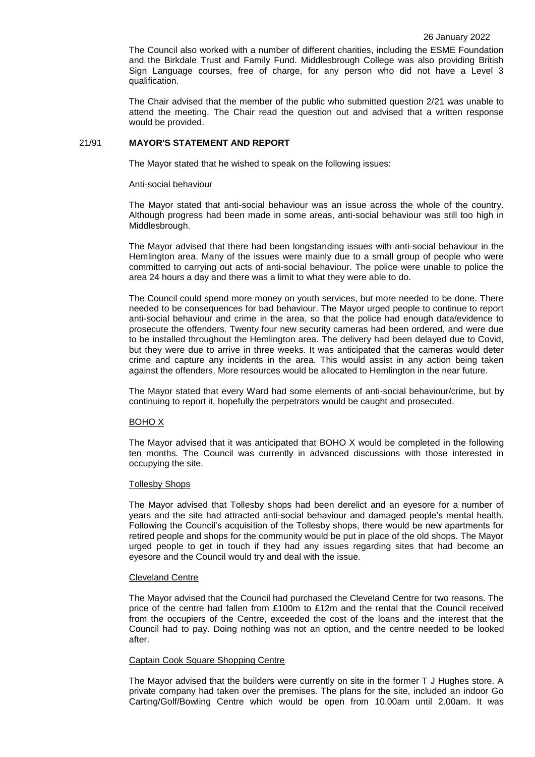The Council also worked with a number of different charities, including the ESME Foundation and the Birkdale Trust and Family Fund. Middlesbrough College was also providing British Sign Language courses, free of charge, for any person who did not have a Level 3 qualification.

The Chair advised that the member of the public who submitted question 2/21 was unable to attend the meeting. The Chair read the question out and advised that a written response would be provided.

## 21/91 MAYOR'S STATEMENT AND REPORT

The Mayor stated that he wished to speak on the following issues:

### Anti-social behaviour

The Mayor stated that anti-social behaviour was an issue across the whole of the country. Although progress had been made in some areas, anti-social behaviour was still too high in Middlesbrough.

The Mayor advised that there had been longstanding issues with anti-social behaviour in the Hemlington area. Many of the issues were mainly due to a small group of people who were committed to carrying out acts of anti-social behaviour. The police were unable to police the area 24 hours a day and there was a limit to what they were able to do.

The Council could spend more money on youth services, but more needed to be done. There needed to be consequences for bad behaviour. The Mayor urged people to continue to report anti-social behaviour and crime in the area, so that the police had enough data/evidence to prosecute the offenders. Twenty four new security cameras had been ordered, and were due to be installed throughout the Hemlington area. The delivery had been delayed due to Covid, but they were due to arrive in three weeks. It was anticipated that the cameras would deter crime and capture any incidents in the area. This would assist in any action being taken against the offenders. More resources would be allocated to Hemlington in the near future.

The Mayor stated that every Ward had some elements of anti-social behaviour/crime, but by continuing to report it, hopefully the perpetrators would be caught and prosecuted.

### BOHO X

The Mayor advised that it was anticipated that BOHO X would be completed in the following ten months. The Council was currently in advanced discussions with those interested in occupying the site.

### Tollesby Shops

The Mayor advised that Tollesby shops had been derelict and an eyesore for a number of years and the site had attracted anti-social behaviour and damaged people's mental health. Following the Council's acquisition of the Tollesby shops, there would be new apartments for retired people and shops for the community would be put in place of the old shops. The Mayor urged people to get in touch if they had any issues regarding sites that had become an eyesore and the Council would try and deal with the issue.

### Cleveland Centre

The Mayor advised that the Council had purchased the Cleveland Centre for two reasons. The price of the centre had fallen from £100m to £12m and the rental that the Council received from the occupiers of the Centre, exceeded the cost of the loans and the interest that the Council had to pay. Doing nothing was not an option, and the centre needed to be looked after.

### Captain Cook Square Shopping Centre

The Mayor advised that the builders were currently on site in the former T J Hughes store. A private company had taken over the premises. The plans for the site, included an indoor Go Carting/Golf/Bowling Centre which would be open from 10.00am until 2.00am. It was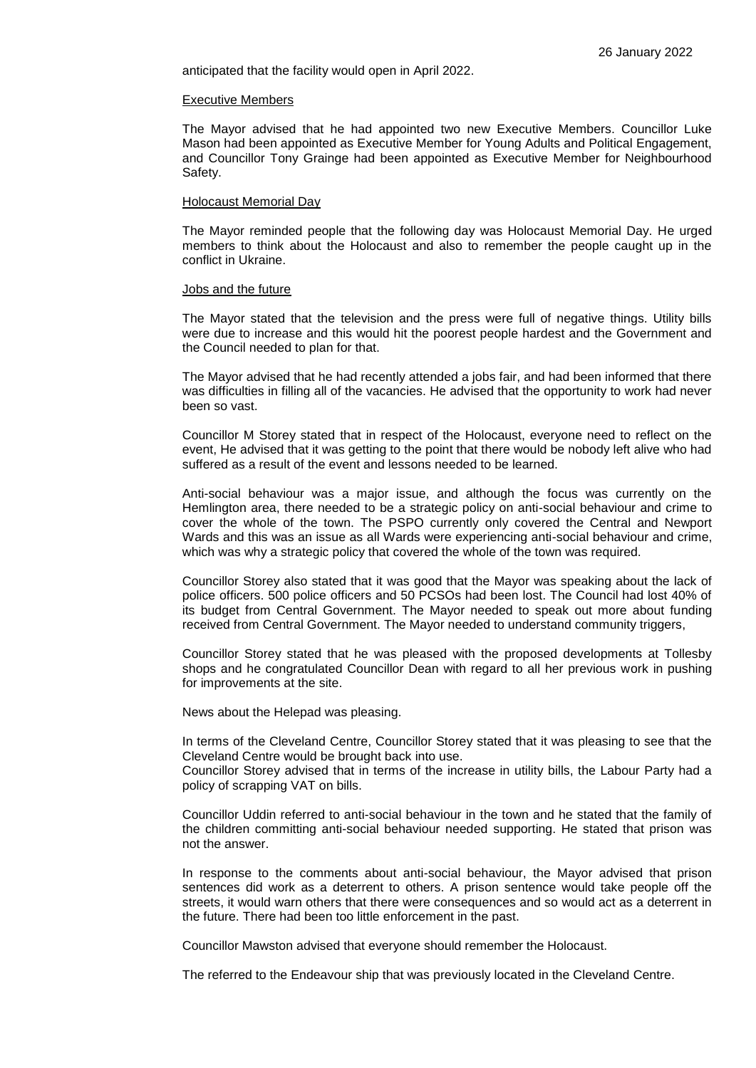anticipated that the facility would open in April 2022.

Executive Members

The Mayor advised that he had appointed two new Executive Members. Councillor Luke Mason had been appointed as Executive Member for Young Adults and Political Engagement, and Councillor Tony Grainge had been appointed as Executive Member for Neighbourhood Safety.

Holocaust Memorial Day

The Mayor reminded people that the following day was Holocaust Memorial Day. He urged members to think about the Holocaust and also to remember the people caught up in the conflict in Ukraine.

Jobs and the future

The Mayor stated that the television and the press were full of negative things. Utility bills were due to increase and this would hit the poorest people hardest and the Government and the Council needed to plan for that.

The Mayor advised that he had recently attended a jobs fair, and had been informed that there was difficulties in filling all of the vacancies. He advised that the opportunity to work had never been so vast.

Councillor M Storey stated that in respect of the Holocaust, everyone need to reflect on the event, He advised that it was getting to the point that there would be nobody left alive who had suffered as a result of the event and lessons needed to be learned.

Anti-social behaviour was a major issue, and although the focus was currently on the Hemlington area, there needed to be a strategic policy on anti-social behaviour and crime to cover the whole of the town. The PSPO currently only covered the Central and Newport Wards and this was an issue as all Wards were experiencing anti-social behaviour and crime, which was why a strategic policy that covered the whole of the town was required.

Councillor Storey also stated that it was good that the Mayor was speaking about the lack of police officers. 500 police officers and 50 PCSOs had been lost. The Council had lost 40% of its budget from Central Government. The Mayor needed to speak out more about funding received from Central Government. The Mayor needed to understand community triggers,

Councillor Storey stated that he was pleased with the proposed developments at Tollesby shops and he congratulated Councillor Dean with regard to all her previous work in pushing for improvements at the site.

News about the Helepad was pleasing.

In terms of the Cleveland Centre, Councillor Storey stated that it was pleasing to see that the Cleveland Centre would be brought back into use.
Councillor Storey advised that in terms of the increase in utility bills, the Labour Party had a policy of scrapping VAT on bills.

Councillor Uddin referred to anti-social behaviour in the town and he stated that the family of the children committing anti-social behaviour needed supporting. He stated that prison was not the answer.

In response to the comments about anti-social behaviour, the Mayor advised that prison sentences did work as a deterrent to others. A prison sentence would take people off the streets, it would warn others that there were consequences and so would act as a deterrent in the future. There had been too little enforcement in the past.

Councillor Mawston advised that everyone should remember the Holocaust.

The referred to the Endeavour ship that was previously located in the Cleveland Centre.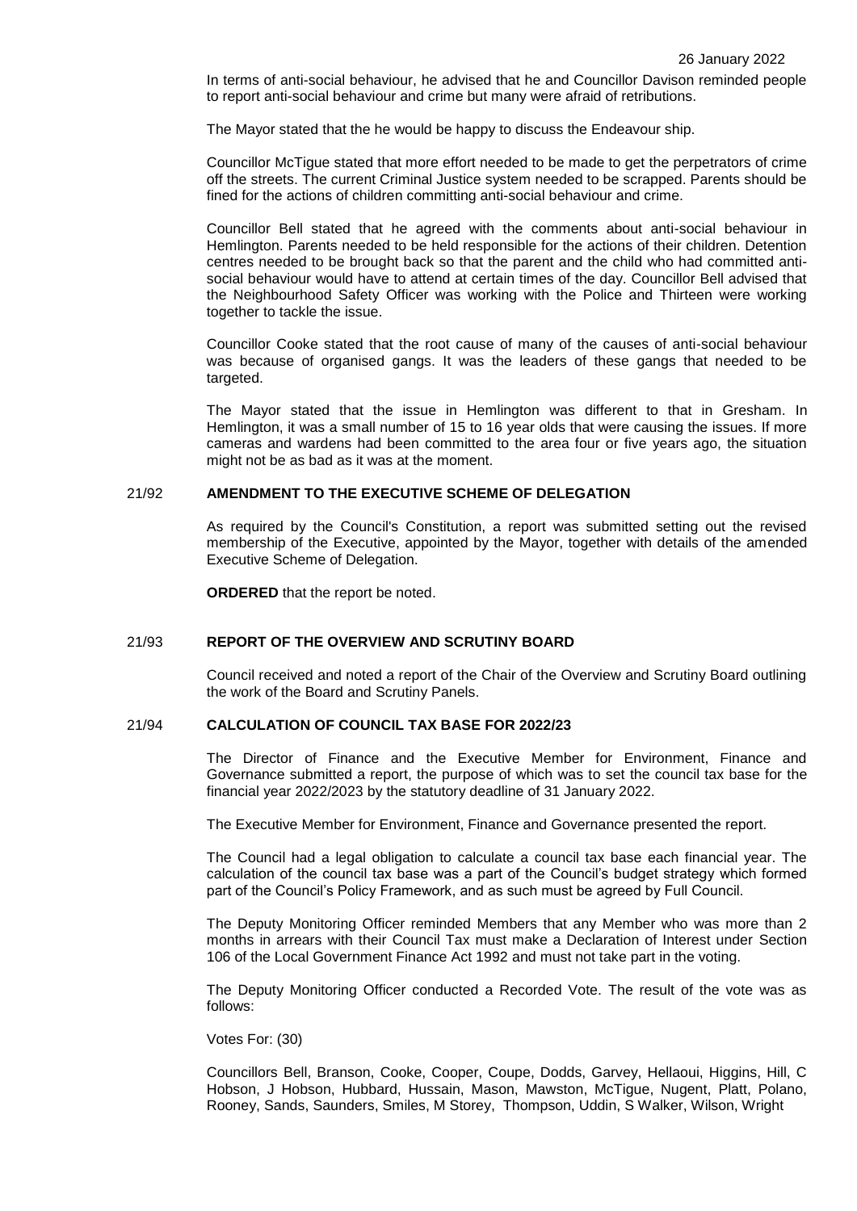In terms of anti-social behaviour, he advised that he and Councillor Davison reminded people to report anti-social behaviour and crime but many were afraid of retributions.

The Mayor stated that the he would be happy to discuss the Endeavour ship.

Councillor McTigue stated that more effort needed to be made to get the perpetrators of crime off the streets. The current Criminal Justice system needed to be scrapped. Parents should be fined for the actions of children committing anti-social behaviour and crime.

Councillor Bell stated that he agreed with the comments about anti-social behaviour in Hemlington. Parents needed to be held responsible for the actions of their children. Detention centres needed to be brought back so that the parent and the child who had committed anti-social behaviour would have to attend at certain times of the day. Councillor Bell advised that the Neighbourhood Safety Officer was working with the Police and Thirteen were working together to tackle the issue.

Councillor Cooke stated that the root cause of many of the causes of anti-social behaviour was because of organised gangs. It was the leaders of these gangs that needed to be targeted.

The Mayor stated that the issue in Hemlington was different to that in Gresham. In Hemlington, it was a small number of 15 to 16 year olds that were causing the issues. If more cameras and wardens had been committed to the area four or five years ago, the situation might not be as bad as it was at the moment.

## 21/92 AMENDMENT TO THE EXECUTIVE SCHEME OF DELEGATION

As required by the Council's Constitution, a report was submitted setting out the revised membership of the Executive, appointed by the Mayor, together with details of the amended Executive Scheme of Delegation.

**ORDERED** that the report be noted.

## 21/93 REPORT OF THE OVERVIEW AND SCRUTINY BOARD

Council received and noted a report of the Chair of the Overview and Scrutiny Board outlining the work of the Board and Scrutiny Panels.

## 21/94 CALCULATION OF COUNCIL TAX BASE FOR 2022/23

The Director of Finance and the Executive Member for Environment, Finance and Governance submitted a report, the purpose of which was to set the council tax base for the financial year 2022/2023 by the statutory deadline of 31 January 2022.

The Executive Member for Environment, Finance and Governance presented the report.

The Council had a legal obligation to calculate a council tax base each financial year. The calculation of the council tax base was a part of the Council's budget strategy which formed part of the Council's Policy Framework, and as such must be agreed by Full Council.

The Deputy Monitoring Officer reminded Members that any Member who was more than 2 months in arrears with their Council Tax must make a Declaration of Interest under Section 106 of the Local Government Finance Act 1992 and must not take part in the voting.

The Deputy Monitoring Officer conducted a Recorded Vote. The result of the vote was as follows:

Votes For: (30)

Councillors Bell, Branson, Cooke, Cooper, Coupe, Dodds, Garvey, Hellaoui, Higgins, Hill, C Hobson, J Hobson, Hubbard, Hussain, Mason, Mawston, McTigue, Nugent, Platt, Polano, Rooney, Sands, Saunders, Smiles, M Storey, Thompson, Uddin, S Walker, Wilson, Wright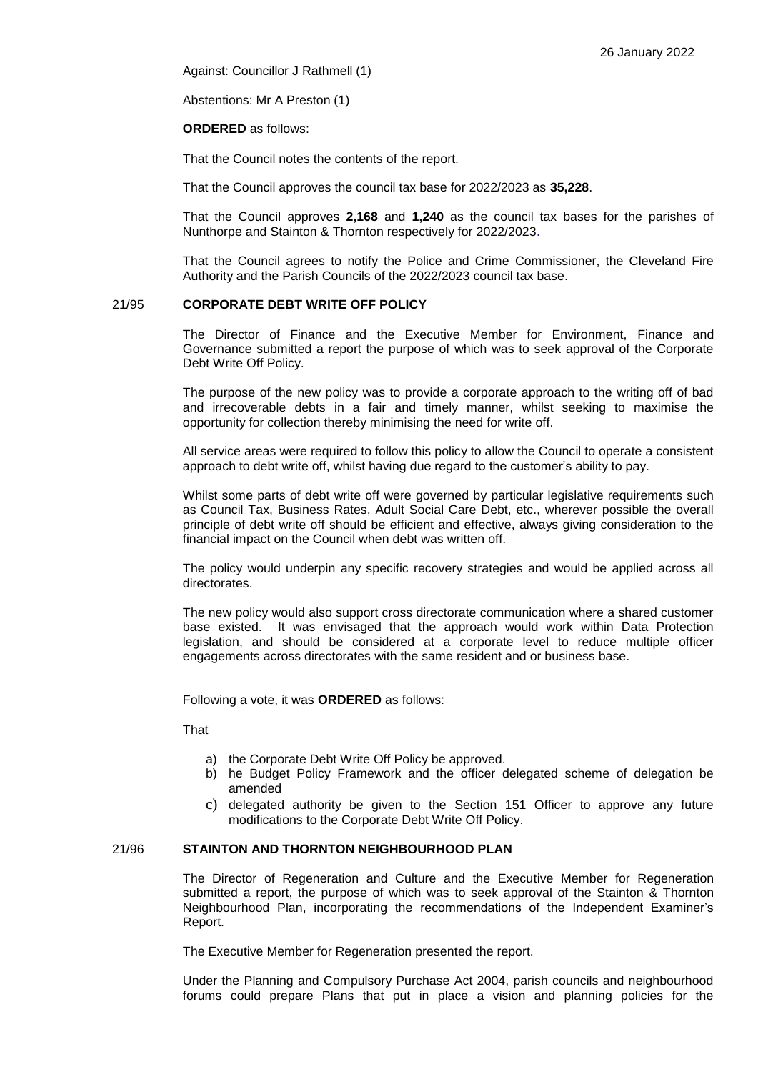Against: Councillor J Rathmell (1)

Abstentions: Mr A Preston (1)

**ORDERED** as follows:

That the Council notes the contents of the report.

That the Council approves the council tax base for 2022/2023 as **35,228**.

That the Council approves **2,168** and **1,240** as the council tax bases for the parishes of Nunthorpe and Stainton & Thornton respectively for 2022/2023.

That the Council agrees to notify the Police and Crime Commissioner, the Cleveland Fire Authority and the Parish Councils of the 2022/2023 council tax base.

## 21/95 CORPORATE DEBT WRITE OFF POLICY

The Director of Finance and the Executive Member for Environment, Finance and Governance submitted a report the purpose of which was to seek approval of the Corporate Debt Write Off Policy.

The purpose of the new policy was to provide a corporate approach to the writing off of bad and irrecoverable debts in a fair and timely manner, whilst seeking to maximise the opportunity for collection thereby minimising the need for write off.

All service areas were required to follow this policy to allow the Council to operate a consistent approach to debt write off, whilst having due regard to the customer's ability to pay.

Whilst some parts of debt write off were governed by particular legislative requirements such as Council Tax, Business Rates, Adult Social Care Debt, etc., wherever possible the overall principle of debt write off should be efficient and effective, always giving consideration to the financial impact on the Council when debt was written off.

The policy would underpin any specific recovery strategies and would be applied across all directorates.

The new policy would also support cross directorate communication where a shared customer base existed. It was envisaged that the approach would work within Data Protection legislation, and should be considered at a corporate level to reduce multiple officer engagements across directorates with the same resident and or business base.

Following a vote, it was **ORDERED** as follows:

That

a) the Corporate Debt Write Off Policy be approved.
b) he Budget Policy Framework and the officer delegated scheme of delegation be amended
c) delegated authority be given to the Section 151 Officer to approve any future modifications to the Corporate Debt Write Off Policy.

## 21/96 STAINTON AND THORNTON NEIGHBOURHOOD PLAN

The Director of Regeneration and Culture and the Executive Member for Regeneration submitted a report, the purpose of which was to seek approval of the Stainton & Thornton Neighbourhood Plan, incorporating the recommendations of the Independent Examiner's Report.

The Executive Member for Regeneration presented the report.

Under the Planning and Compulsory Purchase Act 2004, parish councils and neighbourhood forums could prepare Plans that put in place a vision and planning policies for the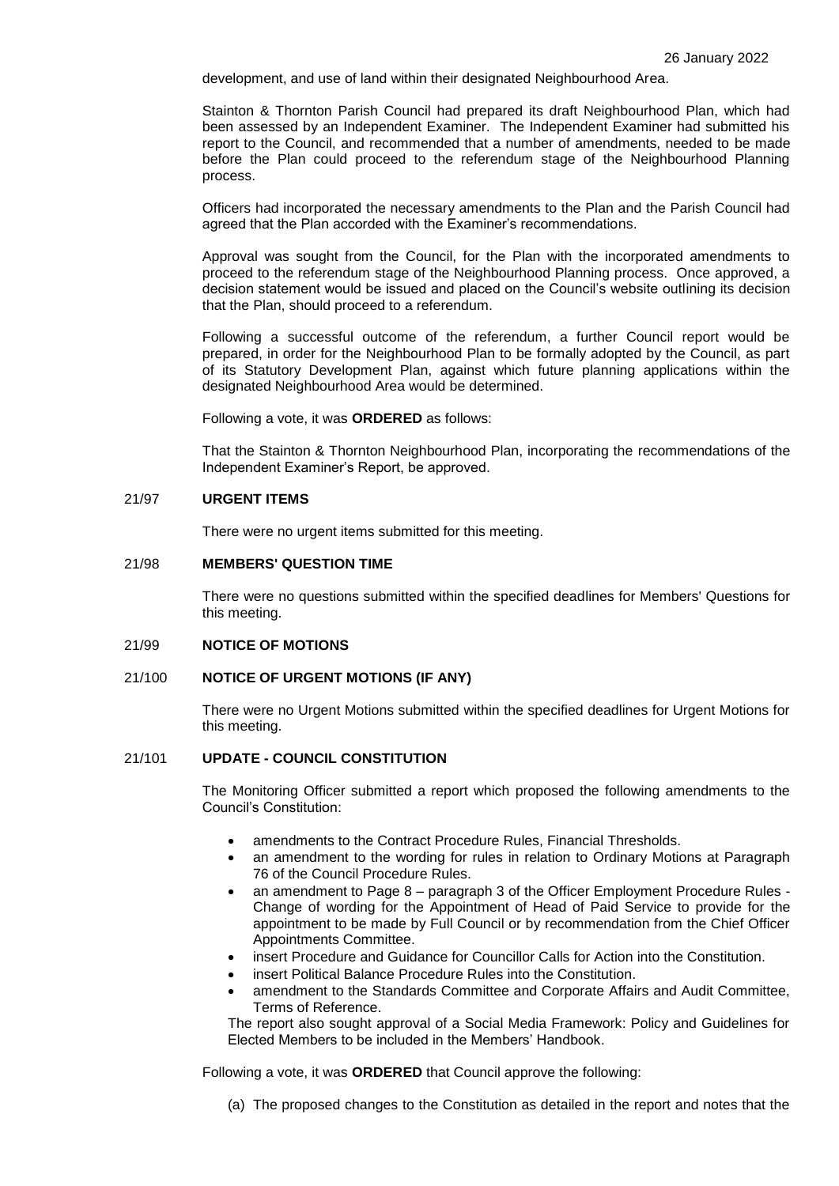development, and use of land within their designated Neighbourhood Area.

Stainton & Thornton Parish Council had prepared its draft Neighbourhood Plan, which had been assessed by an Independent Examiner. The Independent Examiner had submitted his report to the Council, and recommended that a number of amendments, needed to be made before the Plan could proceed to the referendum stage of the Neighbourhood Planning process.

Officers had incorporated the necessary amendments to the Plan and the Parish Council had agreed that the Plan accorded with the Examiner's recommendations.

Approval was sought from the Council, for the Plan with the incorporated amendments to proceed to the referendum stage of the Neighbourhood Planning process. Once approved, a decision statement would be issued and placed on the Council's website outlining its decision that the Plan, should proceed to a referendum.

Following a successful outcome of the referendum, a further Council report would be prepared, in order for the Neighbourhood Plan to be formally adopted by the Council, as part of its Statutory Development Plan, against which future planning applications within the designated Neighbourhood Area would be determined.

Following a vote, it was **ORDERED** as follows:

That the Stainton & Thornton Neighbourhood Plan, incorporating the recommendations of the Independent Examiner's Report, be approved.

## 21/97 URGENT ITEMS

There were no urgent items submitted for this meeting.

## 21/98 MEMBERS' QUESTION TIME

There were no questions submitted within the specified deadlines for Members' Questions for this meeting.

## 21/99 NOTICE OF MOTIONS

## 21/100 NOTICE OF URGENT MOTIONS (IF ANY)

There were no Urgent Motions submitted within the specified deadlines for Urgent Motions for this meeting.

## 21/101 UPDATE - COUNCIL CONSTITUTION

The Monitoring Officer submitted a report which proposed the following amendments to the Council's Constitution:

- amendments to the Contract Procedure Rules, Financial Thresholds.
- an amendment to the wording for rules in relation to Ordinary Motions at Paragraph 76 of the Council Procedure Rules.
- an amendment to Page 8 – paragraph 3 of the Officer Employment Procedure Rules - Change of wording for the Appointment of Head of Paid Service to provide for the appointment to be made by Full Council or by recommendation from the Chief Officer Appointments Committee.
- insert Procedure and Guidance for Councillor Calls for Action into the Constitution.
- insert Political Balance Procedure Rules into the Constitution.
- amendment to the Standards Committee and Corporate Affairs and Audit Committee, Terms of Reference.

The report also sought approval of a Social Media Framework: Policy and Guidelines for Elected Members to be included in the Members' Handbook.

Following a vote, it was **ORDERED** that Council approve the following:

(a) The proposed changes to the Constitution as detailed in the report and notes that the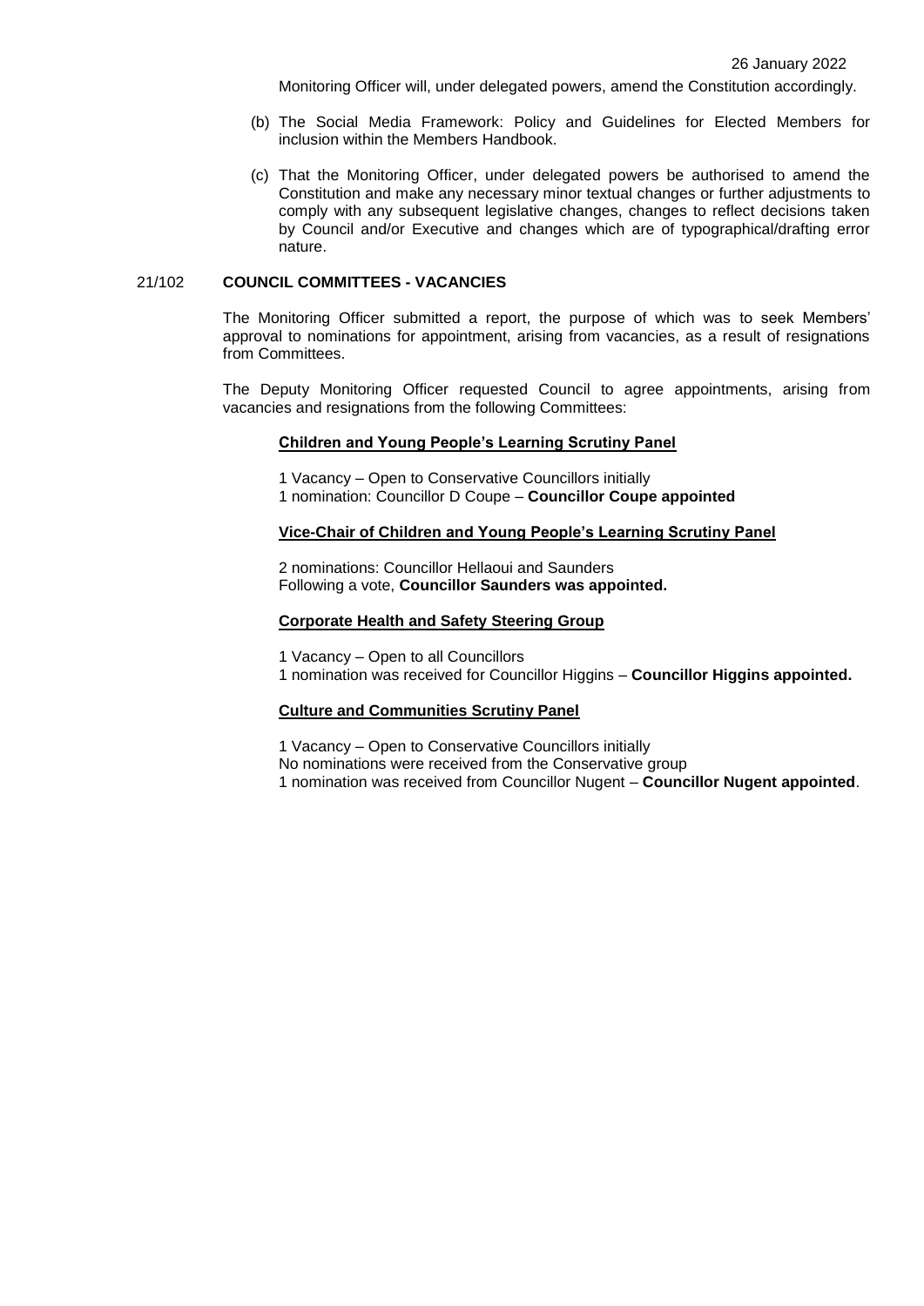Monitoring Officer will, under delegated powers, amend the Constitution accordingly.

(b) The Social Media Framework: Policy and Guidelines for Elected Members for inclusion within the Members Handbook.

(c) That the Monitoring Officer, under delegated powers be authorised to amend the Constitution and make any necessary minor textual changes or further adjustments to comply with any subsequent legislative changes, changes to reflect decisions taken by Council and/or Executive and changes which are of typographical/drafting error nature.

## 21/102 COUNCIL COMMITTEES - VACANCIES

The Monitoring Officer submitted a report, the purpose of which was to seek Members' approval to nominations for appointment, arising from vacancies, as a result of resignations from Committees.

The Deputy Monitoring Officer requested Council to agree appointments, arising from vacancies and resignations from the following Committees:

**Children and Young People's Learning Scrutiny Panel**

1 Vacancy – Open to Conservative Councillors initially
1 nomination: Councillor D Coupe – **Councillor Coupe appointed**

**Vice-Chair of Children and Young People's Learning Scrutiny Panel**

2 nominations: Councillor Hellaoui and Saunders
Following a vote, **Councillor Saunders was appointed.**

**Corporate Health and Safety Steering Group**

1 Vacancy – Open to all Councillors
1 nomination was received for Councillor Higgins – **Councillor Higgins appointed.**

**Culture and Communities Scrutiny Panel**

1 Vacancy – Open to Conservative Councillors initially
No nominations were received from the Conservative group
1 nomination was received from Councillor Nugent – **Councillor Nugent appointed**.